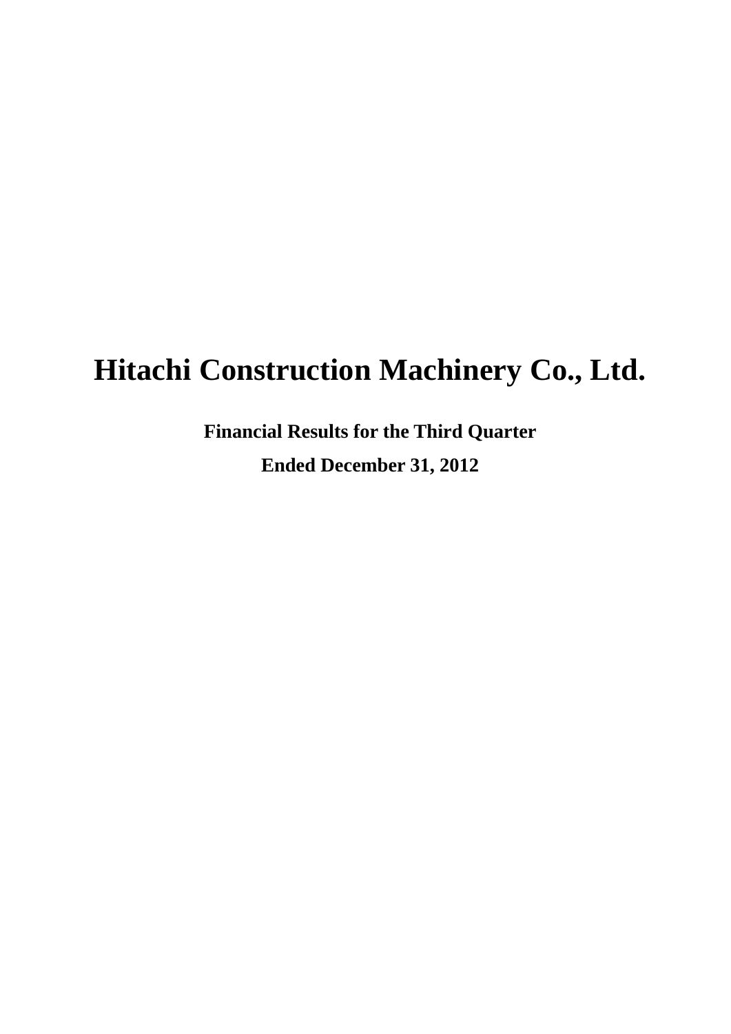# Hitachi Construction Machinery Co., Ltd.

**Financial Results for the Third Quarter**

**Ended December 31, 2012**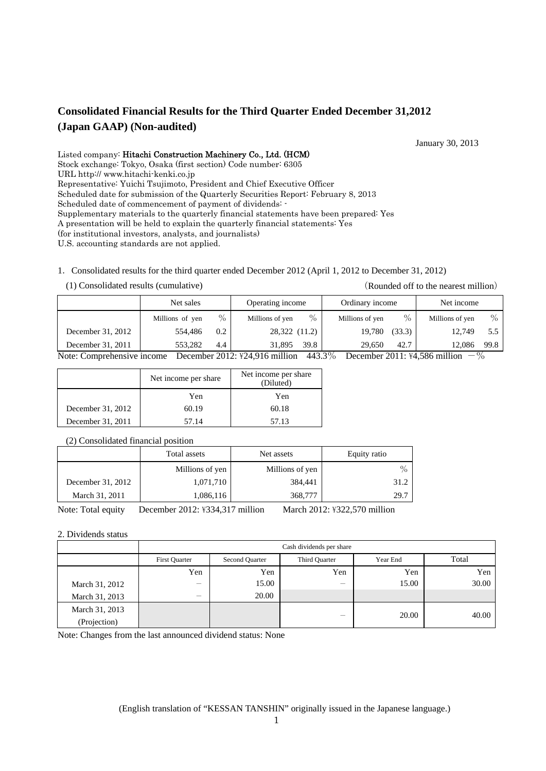# Consolidated Financial Results for the Third Quarter Ended December 31,2012 (Japan GAAP) (Non-audited)

January 30, 2013

Listed company: **Hitachi Construction Machinery Co., Ltd. (HCM)**
Stock exchange: Tokyo, Osaka (first section) Code number: 6305
URL http:// www.hitachi-kenki.co.jp
Representative: Yuichi Tsujimoto, President and Chief Executive Officer
Scheduled date for submission of the Quarterly Securities Report: February 8, 2013
Scheduled date of commencement of payment of dividends: -
Supplementary materials to the quarterly financial statements have been prepared: Yes
A presentation will be held to explain the quarterly financial statements: Yes
(for institutional investors, analysts, and journalists)
U.S. accounting standards are not applied.

1. Consolidated results for the third quarter ended December 2012 (April 1, 2012 to December 31, 2012)

(1) Consolidated results (cumulative) (Rounded off to the nearest million)

| | Net sales | | Operating income | | Ordinary income | | Net income | |
|---|---|---|---|---|---|---|---|---|
| | Millions of yen | % | Millions of yen | % | Millions of yen | % | Millions of yen | % |
| December 31, 2012 | 554,486 | 0.2 | 28,322 | (11.2) | 19,780 | (33.3) | 12,749 | 5.5 |
| December 31, 2011 | 553,282 | 4.4 | 31,895 | 39.8 | 29,650 | 42.7 | 12,086 | 99.8 |

Note: Comprehensive income December 2012: ¥24,916 million 443.3% December 2011: ¥4,586 million －%

| | Net income per share | Net income per share (Diluted) |
|---|---|---|
| | Yen | Yen |
| December 31, 2012 | 60.19 | 60.18 |
| December 31, 2011 | 57.14 | 57.13 |

(2) Consolidated financial position

| | Total assets | Net assets | Equity ratio |
|---|---|---|---|
| | Millions of yen | Millions of yen | % |
| December 31, 2012 | 1,071,710 | 384,441 | 31.2 |
| March 31, 2011 | 1,086,116 | 368,777 | 29.7 |

Note: Total equity December 2012: ¥334,317 million March 2012: ¥322,570 million

2. Dividends status

| | Cash dividends per share | | | | |
|---|---|---|---|---|---|
| | First Quarter | Second Quarter | Third Quarter | Year End | Total |
| | Yen | Yen | Yen | Yen | Yen |
| March 31, 2012 | － | 15.00 | － | 15.00 | 30.00 |
| March 31, 2013 | － | 20.00 | | | |
| March 31, 2013 (Projection) | | | － | 20.00 | 40.00 |

Note: Changes from the last announced dividend status: None

(English translation of "KESSAN TANSHIN" originally issued in the Japanese language.)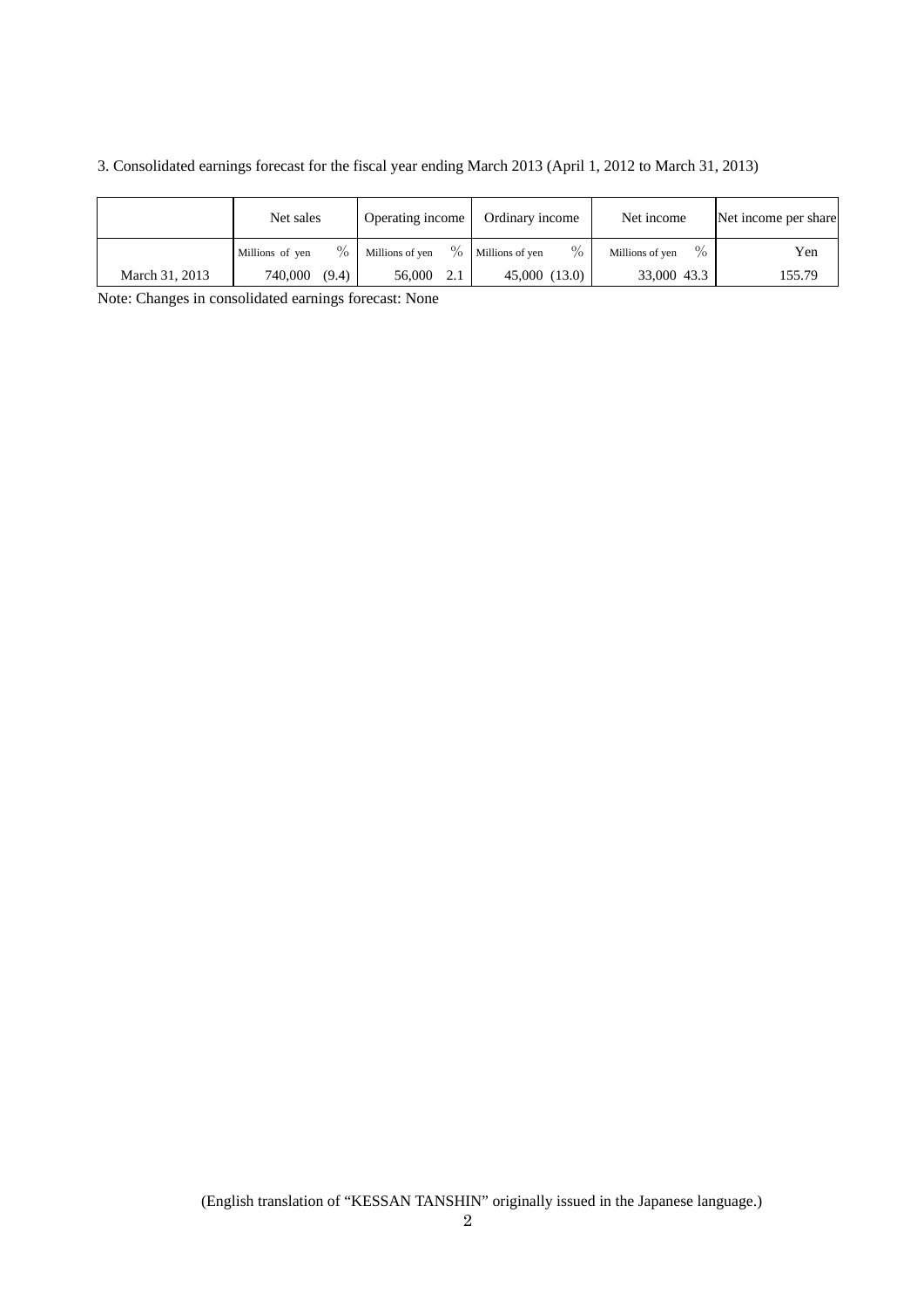3. Consolidated earnings forecast for the fiscal year ending March 2013 (April 1, 2012 to March 31, 2013)

| | Net sales | | Operating income | | Ordinary income | | Net income | | Net income per share |
|---|---|---|---|---|---|---|---|---|---|
| | Millions of yen | % | Millions of yen | % | Millions of yen | % | Millions of yen | % | Yen |
| March 31, 2013 | 740,000 | (9.4) | 56,000 | 2.1 | 45,000 | (13.0) | 33,000 | 43.3 | 155.79 |

Note: Changes in consolidated earnings forecast: None

(English translation of "KESSAN TANSHIN" originally issued in the Japanese language.)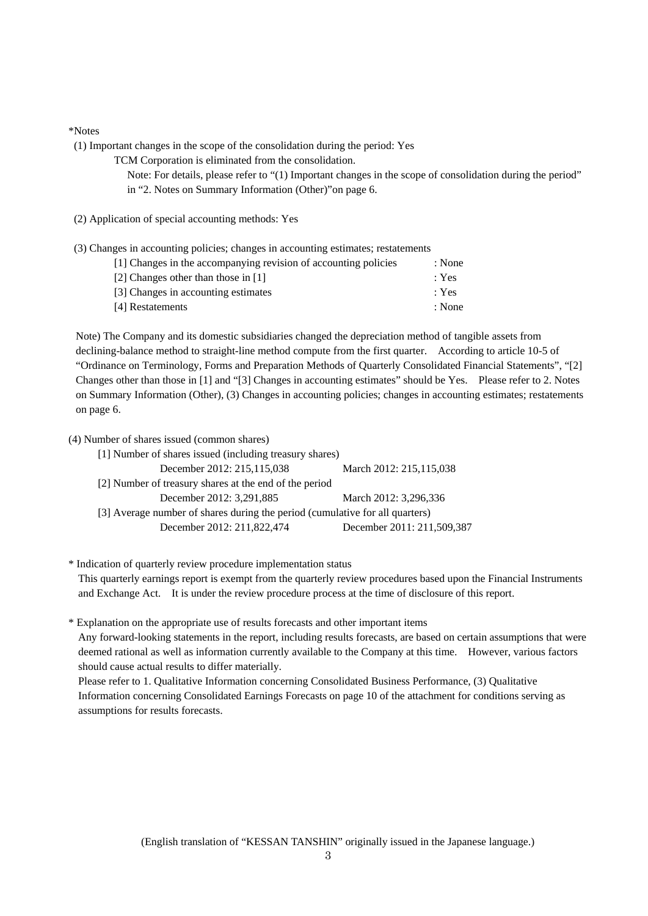*Notes

(1) Important changes in the scope of the consolidation during the period: Yes

TCM Corporation is eliminated from the consolidation.

Note: For details, please refer to "(1) Important changes in the scope of consolidation during the period" in "2. Notes on Summary Information (Other)"on page 6.

(2) Application of special accounting methods: Yes

(3) Changes in accounting policies; changes in accounting estimates; restatements

| | |
|---|---|
| [1] Changes in the accompanying revision of accounting policies | : None |
| [2] Changes other than those in [1] | : Yes |
| [3] Changes in accounting estimates | : Yes |
| [4] Restatements | : None |

Note) The Company and its domestic subsidiaries changed the depreciation method of tangible assets from declining-balance method to straight-line method compute from the first quarter. According to article 10-5 of "Ordinance on Terminology, Forms and Preparation Methods of Quarterly Consolidated Financial Statements", "[2] Changes other than those in [1] and "[3] Changes in accounting estimates" should be Yes. Please refer to 2. Notes on Summary Information (Other), (3) Changes in accounting policies; changes in accounting estimates; restatements on page 6.

(4) Number of shares issued (common shares)

[1] Number of shares issued (including treasury shares)

| | |
|---|---|
| December 2012: 215,115,038 | March 2012: 215,115,038 |

[2] Number of treasury shares at the end of the period

| | |
|---|---|
| December 2012: 3,291,885 | March 2012: 3,296,336 |

[3] Average number of shares during the period (cumulative for all quarters)

| | |
|---|---|
| December 2012: 211,822,474 | December 2011: 211,509,387 |

* Indication of quarterly review procedure implementation status

This quarterly earnings report is exempt from the quarterly review procedures based upon the Financial Instruments and Exchange Act. It is under the review procedure process at the time of disclosure of this report.

* Explanation on the appropriate use of results forecasts and other important items

Any forward-looking statements in the report, including results forecasts, are based on certain assumptions that were deemed rational as well as information currently available to the Company at this time. However, various factors should cause actual results to differ materially.

Please refer to 1. Qualitative Information concerning Consolidated Business Performance, (3) Qualitative Information concerning Consolidated Earnings Forecasts on page 10 of the attachment for conditions serving as assumptions for results forecasts.

(English translation of "KESSAN TANSHIN" originally issued in the Japanese language.)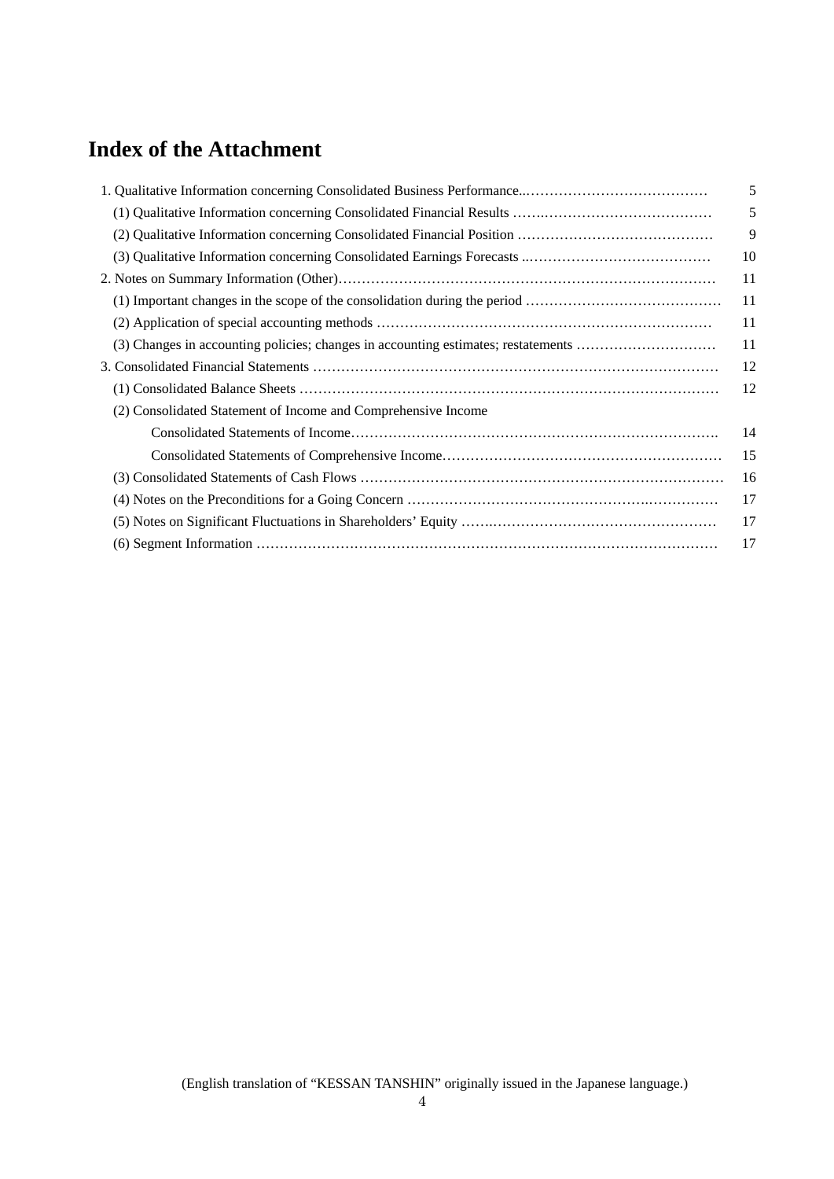# Index of the Attachment

| | |
|---|---|
| 1. Qualitative Information concerning Consolidated Business Performance | 5 |
| (1) Qualitative Information concerning Consolidated Financial Results | 5 |
| (2) Qualitative Information concerning Consolidated Financial Position | 9 |
| (3) Qualitative Information concerning Consolidated Earnings Forecasts | 10 |
| 2. Notes on Summary Information (Other) | 11 |
| (1) Important changes in the scope of the consolidation during the period | 11 |
| (2) Application of special accounting methods | 11 |
| (3) Changes in accounting policies; changes in accounting estimates; restatements | 11 |
| 3. Consolidated Financial Statements | 12 |
| (1) Consolidated Balance Sheets | 12 |
| (2) Consolidated Statement of Income and Comprehensive Income | |
| Consolidated Statements of Income | 14 |
| Consolidated Statements of Comprehensive Income | 15 |
| (3) Consolidated Statements of Cash Flows | 16 |
| (4) Notes on the Preconditions for a Going Concern | 17 |
| (5) Notes on Significant Fluctuations in Shareholders' Equity | 17 |
| (6) Segment Information | 17 |

(English translation of "KESSAN TANSHIN" originally issued in the Japanese language.)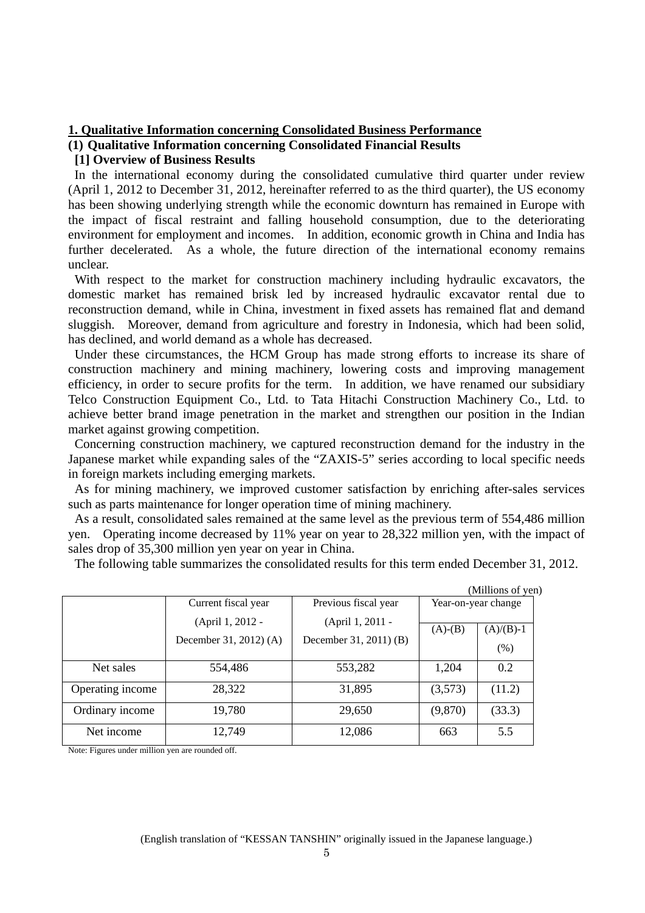## 1. Qualitative Information concerning Consolidated Business Performance

### (1) Qualitative Information concerning Consolidated Financial Results

#### [1] Overview of Business Results

In the international economy during the consolidated cumulative third quarter under review (April 1, 2012 to December 31, 2012, hereinafter referred to as the third quarter), the US economy has been showing underlying strength while the economic downturn has remained in Europe with the impact of fiscal restraint and falling household consumption, due to the deteriorating environment for employment and incomes. In addition, economic growth in China and India has further decelerated. As a whole, the future direction of the international economy remains unclear.

With respect to the market for construction machinery including hydraulic excavators, the domestic market has remained brisk led by increased hydraulic excavator rental due to reconstruction demand, while in China, investment in fixed assets has remained flat and demand sluggish. Moreover, demand from agriculture and forestry in Indonesia, which had been solid, has declined, and world demand as a whole has decreased.

Under these circumstances, the HCM Group has made strong efforts to increase its share of construction machinery and mining machinery, lowering costs and improving management efficiency, in order to secure profits for the term. In addition, we have renamed our subsidiary Telco Construction Equipment Co., Ltd. to Tata Hitachi Construction Machinery Co., Ltd. to achieve better brand image penetration in the market and strengthen our position in the Indian market against growing competition.

Concerning construction machinery, we captured reconstruction demand for the industry in the Japanese market while expanding sales of the "ZAXIS-5" series according to local specific needs in foreign markets including emerging markets.

As for mining machinery, we improved customer satisfaction by enriching after-sales services such as parts maintenance for longer operation time of mining machinery.

As a result, consolidated sales remained at the same level as the previous term of 554,486 million yen. Operating income decreased by 11% year on year to 28,322 million yen, with the impact of sales drop of 35,300 million yen year on year in China.

The following table summarizes the consolidated results for this term ended December 31, 2012.

(Millions of yen)

| | Current fiscal year (April 1, 2012 - December 31, 2012) (A) | Previous fiscal year (April 1, 2011 - December 31, 2011) (B) | Year-on-year change | |
|---|---|---|---|---|
| | | | (A)-(B) | (A)/(B)-1 (%) |
| Net sales | 554,486 | 553,282 | 1,204 | 0.2 |
| Operating income | 28,322 | 31,895 | (3,573) | (11.2) |
| Ordinary income | 19,780 | 29,650 | (9,870) | (33.3) |
| Net income | 12,749 | 12,086 | 663 | 5.5 |

Note: Figures under million yen are rounded off.

(English translation of "KESSAN TANSHIN" originally issued in the Japanese language.)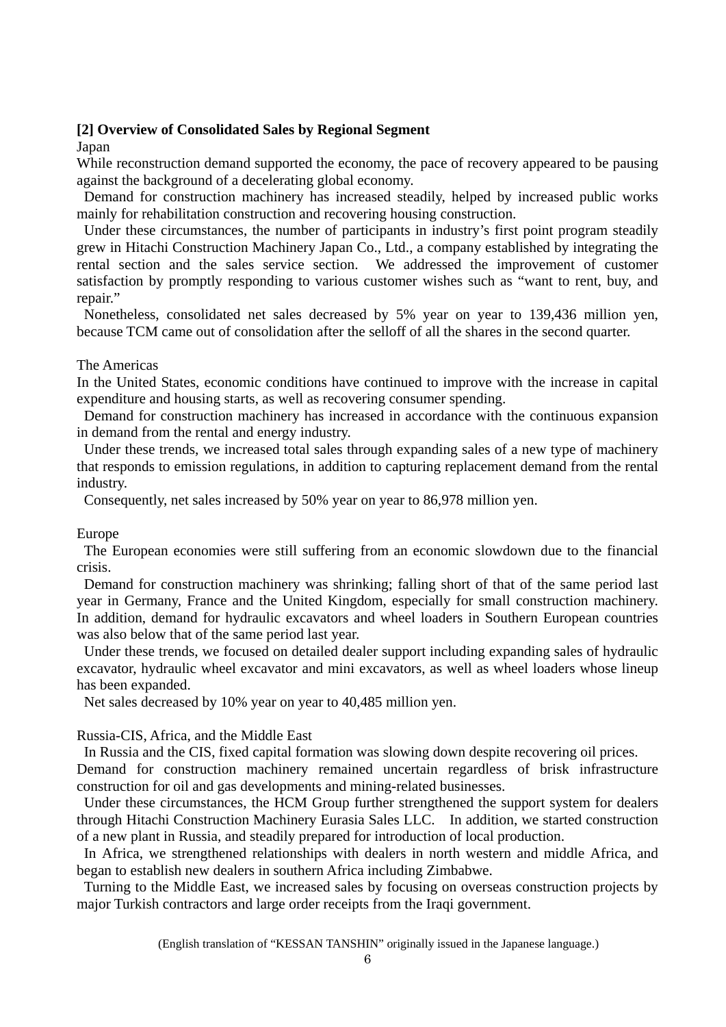**[2] Overview of Consolidated Sales by Regional Segment**

Japan

While reconstruction demand supported the economy, the pace of recovery appeared to be pausing against the background of a decelerating global economy.

Demand for construction machinery has increased steadily, helped by increased public works mainly for rehabilitation construction and recovering housing construction.

Under these circumstances, the number of participants in industry's first point program steadily grew in Hitachi Construction Machinery Japan Co., Ltd., a company established by integrating the rental section and the sales service section. We addressed the improvement of customer satisfaction by promptly responding to various customer wishes such as "want to rent, buy, and repair."

Nonetheless, consolidated net sales decreased by 5% year on year to 139,436 million yen, because TCM came out of consolidation after the selloff of all the shares in the second quarter.

The Americas

In the United States, economic conditions have continued to improve with the increase in capital expenditure and housing starts, as well as recovering consumer spending.

Demand for construction machinery has increased in accordance with the continuous expansion in demand from the rental and energy industry.

Under these trends, we increased total sales through expanding sales of a new type of machinery that responds to emission regulations, in addition to capturing replacement demand from the rental industry.

Consequently, net sales increased by 50% year on year to 86,978 million yen.

Europe

The European economies were still suffering from an economic slowdown due to the financial crisis.

Demand for construction machinery was shrinking; falling short of that of the same period last year in Germany, France and the United Kingdom, especially for small construction machinery. In addition, demand for hydraulic excavators and wheel loaders in Southern European countries was also below that of the same period last year.

Under these trends, we focused on detailed dealer support including expanding sales of hydraulic excavator, hydraulic wheel excavator and mini excavators, as well as wheel loaders whose lineup has been expanded.

Net sales decreased by 10% year on year to 40,485 million yen.

Russia-CIS, Africa, and the Middle East

In Russia and the CIS, fixed capital formation was slowing down despite recovering oil prices. Demand for construction machinery remained uncertain regardless of brisk infrastructure construction for oil and gas developments and mining-related businesses.

Under these circumstances, the HCM Group further strengthened the support system for dealers through Hitachi Construction Machinery Eurasia Sales LLC. In addition, we started construction of a new plant in Russia, and steadily prepared for introduction of local production.

In Africa, we strengthened relationships with dealers in north western and middle Africa, and began to establish new dealers in southern Africa including Zimbabwe.

Turning to the Middle East, we increased sales by focusing on overseas construction projects by major Turkish contractors and large order receipts from the Iraqi government.

(English translation of "KESSAN TANSHIN" originally issued in the Japanese language.)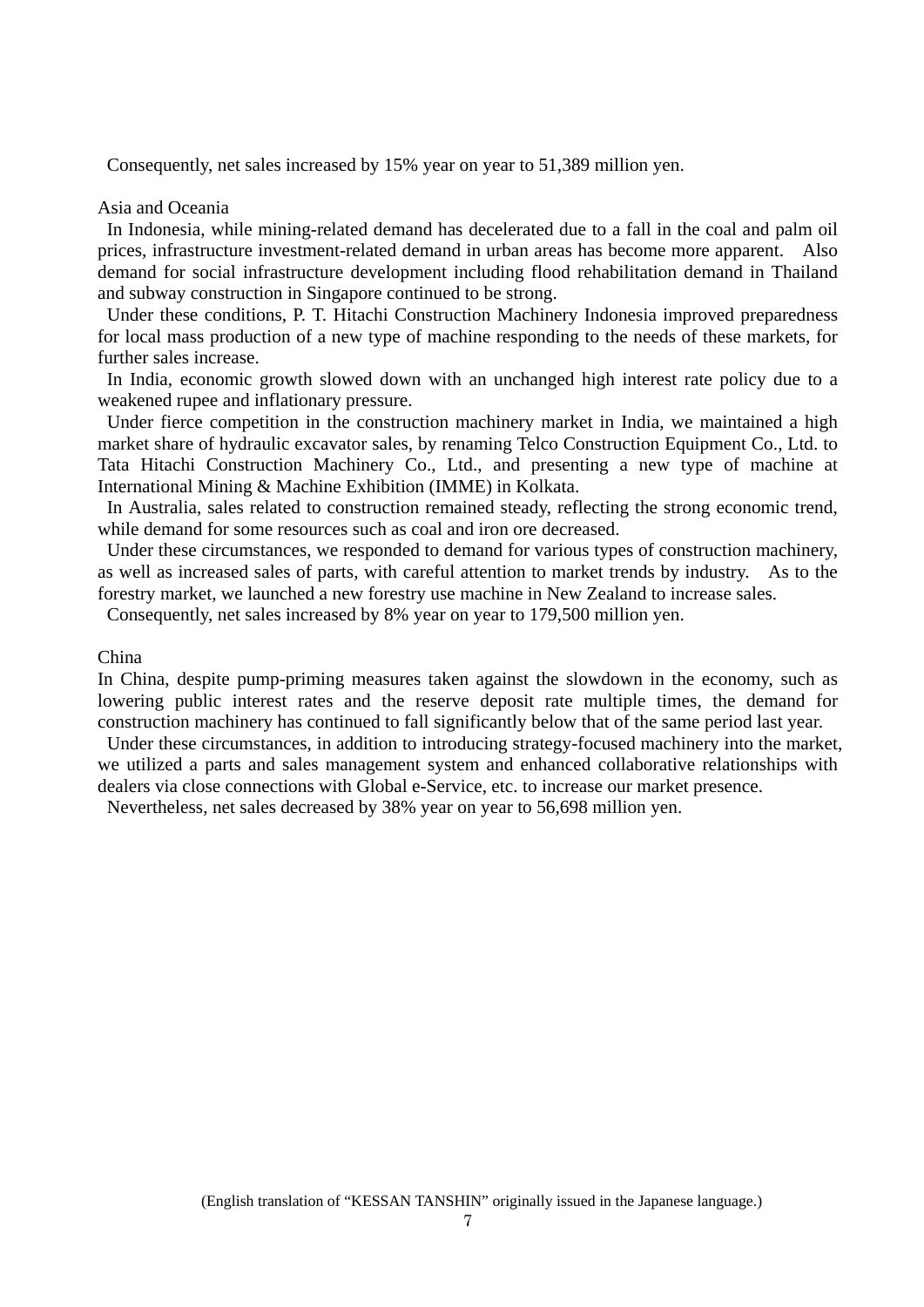Consequently, net sales increased by 15% year on year to 51,389 million yen.

Asia and Oceania

In Indonesia, while mining-related demand has decelerated due to a fall in the coal and palm oil prices, infrastructure investment-related demand in urban areas has become more apparent. Also demand for social infrastructure development including flood rehabilitation demand in Thailand and subway construction in Singapore continued to be strong.

Under these conditions, P. T. Hitachi Construction Machinery Indonesia improved preparedness for local mass production of a new type of machine responding to the needs of these markets, for further sales increase.

In India, economic growth slowed down with an unchanged high interest rate policy due to a weakened rupee and inflationary pressure.

Under fierce competition in the construction machinery market in India, we maintained a high market share of hydraulic excavator sales, by renaming Telco Construction Equipment Co., Ltd. to Tata Hitachi Construction Machinery Co., Ltd., and presenting a new type of machine at International Mining & Machine Exhibition (IMME) in Kolkata.

In Australia, sales related to construction remained steady, reflecting the strong economic trend, while demand for some resources such as coal and iron ore decreased.

Under these circumstances, we responded to demand for various types of construction machinery, as well as increased sales of parts, with careful attention to market trends by industry. As to the forestry market, we launched a new forestry use machine in New Zealand to increase sales.

Consequently, net sales increased by 8% year on year to 179,500 million yen.

China

In China, despite pump-priming measures taken against the slowdown in the economy, such as lowering public interest rates and the reserve deposit rate multiple times, the demand for construction machinery has continued to fall significantly below that of the same period last year.

Under these circumstances, in addition to introducing strategy-focused machinery into the market, we utilized a parts and sales management system and enhanced collaborative relationships with dealers via close connections with Global e-Service, etc. to increase our market presence.

Nevertheless, net sales decreased by 38% year on year to 56,698 million yen.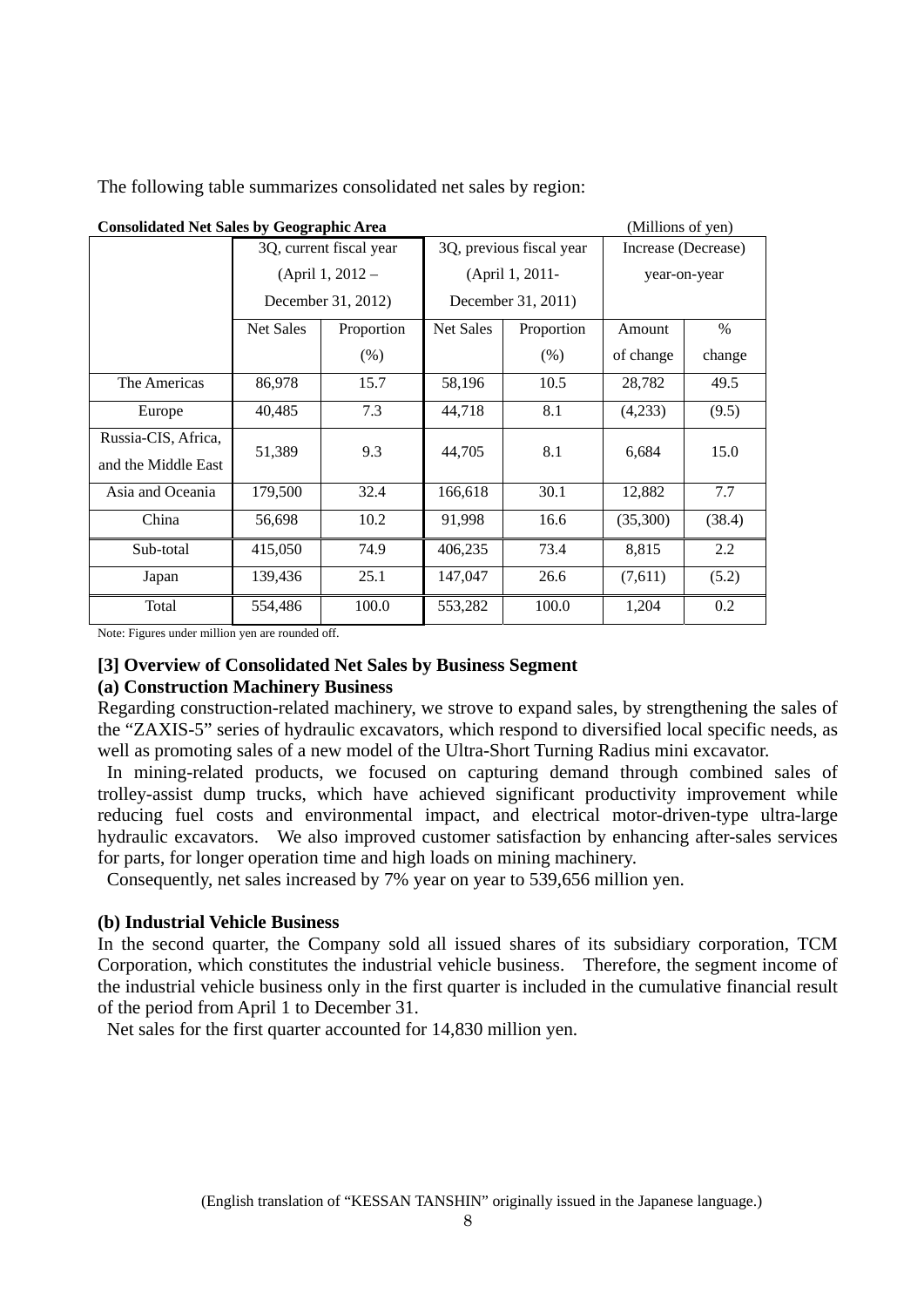The following table summarizes consolidated net sales by region:

**Consolidated Net Sales by Geographic Area** (Millions of yen)

| | 3Q, current fiscal year (April 1, 2012 – December 31, 2012) | | 3Q, previous fiscal year (April 1, 2011- December 31, 2011) | | Increase (Decrease) year-on-year | |
|---|---|---|---|---|---|---|
| | Net Sales | Proportion (%) | Net Sales | Proportion (%) | Amount of change | % change |
| The Americas | 86,978 | 15.7 | 58,196 | 10.5 | 28,782 | 49.5 |
| Europe | 40,485 | 7.3 | 44,718 | 8.1 | (4,233) | (9.5) |
| Russia-CIS, Africa, and the Middle East | 51,389 | 9.3 | 44,705 | 8.1 | 6,684 | 15.0 |
| Asia and Oceania | 179,500 | 32.4 | 166,618 | 30.1 | 12,882 | 7.7 |
| China | 56,698 | 10.2 | 91,998 | 16.6 | (35,300) | (38.4) |
| Sub-total | 415,050 | 74.9 | 406,235 | 73.4 | 8,815 | 2.2 |
| Japan | 139,436 | 25.1 | 147,047 | 26.6 | (7,611) | (5.2) |
| Total | 554,486 | 100.0 | 553,282 | 100.0 | 1,204 | 0.2 |

Note: Figures under million yen are rounded off.

### [3] Overview of Consolidated Net Sales by Business Segment

#### (a) Construction Machinery Business

Regarding construction-related machinery, we strove to expand sales, by strengthening the sales of the "ZAXIS-5" series of hydraulic excavators, which respond to diversified local specific needs, as well as promoting sales of a new model of the Ultra-Short Turning Radius mini excavator.

In mining-related products, we focused on capturing demand through combined sales of trolley-assist dump trucks, which have achieved significant productivity improvement while reducing fuel costs and environmental impact, and electrical motor-driven-type ultra-large hydraulic excavators. We also improved customer satisfaction by enhancing after-sales services for parts, for longer operation time and high loads on mining machinery.

Consequently, net sales increased by 7% year on year to 539,656 million yen.

#### (b) Industrial Vehicle Business

In the second quarter, the Company sold all issued shares of its subsidiary corporation, TCM Corporation, which constitutes the industrial vehicle business. Therefore, the segment income of the industrial vehicle business only in the first quarter is included in the cumulative financial result of the period from April 1 to December 31.

Net sales for the first quarter accounted for 14,830 million yen.

(English translation of "KESSAN TANSHIN" originally issued in the Japanese language.)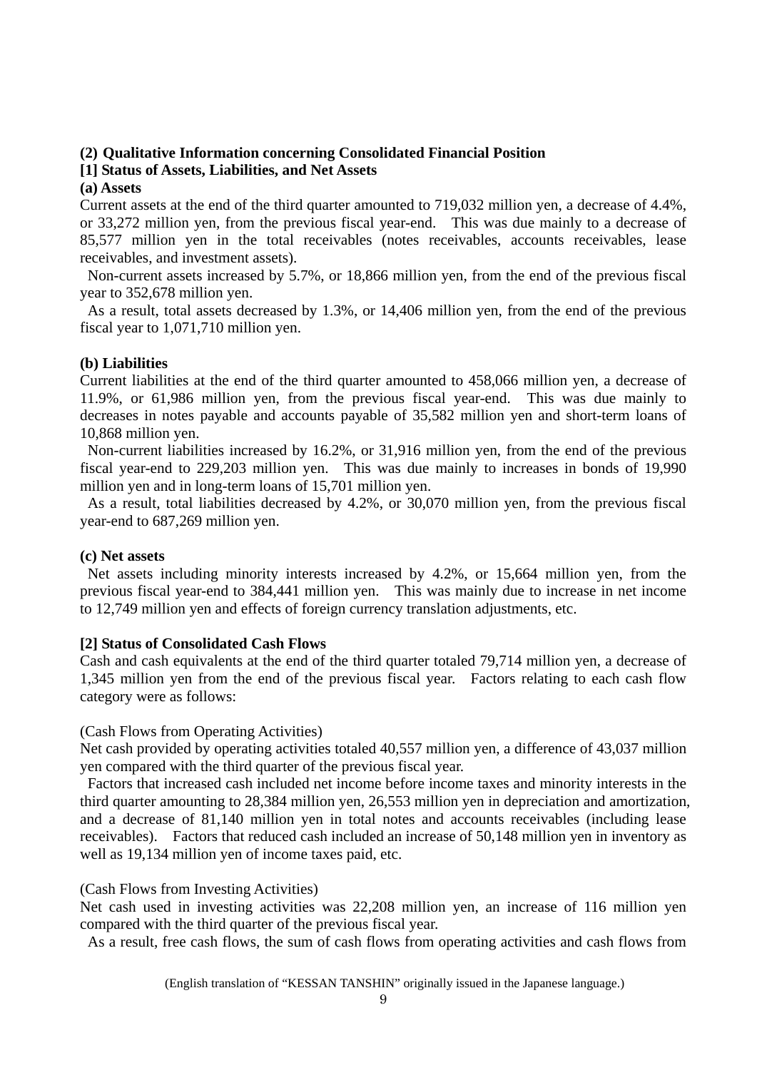**(2) Qualitative Information concerning Consolidated Financial Position**

**[1] Status of Assets, Liabilities, and Net Assets**

**(a) Assets**

Current assets at the end of the third quarter amounted to 719,032 million yen, a decrease of 4.4%, or 33,272 million yen, from the previous fiscal year-end. This was due mainly to a decrease of 85,577 million yen in the total receivables (notes receivables, accounts receivables, lease receivables, and investment assets).

Non-current assets increased by 5.7%, or 18,866 million yen, from the end of the previous fiscal year to 352,678 million yen.

As a result, total assets decreased by 1.3%, or 14,406 million yen, from the end of the previous fiscal year to 1,071,710 million yen.

**(b) Liabilities**

Current liabilities at the end of the third quarter amounted to 458,066 million yen, a decrease of 11.9%, or 61,986 million yen, from the previous fiscal year-end. This was due mainly to decreases in notes payable and accounts payable of 35,582 million yen and short-term loans of 10,868 million yen.

Non-current liabilities increased by 16.2%, or 31,916 million yen, from the end of the previous fiscal year-end to 229,203 million yen. This was due mainly to increases in bonds of 19,990 million yen and in long-term loans of 15,701 million yen.

As a result, total liabilities decreased by 4.2%, or 30,070 million yen, from the previous fiscal year-end to 687,269 million yen.

**(c) Net assets**

Net assets including minority interests increased by 4.2%, or 15,664 million yen, from the previous fiscal year-end to 384,441 million yen. This was mainly due to increase in net income to 12,749 million yen and effects of foreign currency translation adjustments, etc.

**[2] Status of Consolidated Cash Flows**

Cash and cash equivalents at the end of the third quarter totaled 79,714 million yen, a decrease of 1,345 million yen from the end of the previous fiscal year. Factors relating to each cash flow category were as follows:

(Cash Flows from Operating Activities)

Net cash provided by operating activities totaled 40,557 million yen, a difference of 43,037 million yen compared with the third quarter of the previous fiscal year.

Factors that increased cash included net income before income taxes and minority interests in the third quarter amounting to 28,384 million yen, 26,553 million yen in depreciation and amortization, and a decrease of 81,140 million yen in total notes and accounts receivables (including lease receivables). Factors that reduced cash included an increase of 50,148 million yen in inventory as well as 19,134 million yen of income taxes paid, etc.

(Cash Flows from Investing Activities)

Net cash used in investing activities was 22,208 million yen, an increase of 116 million yen compared with the third quarter of the previous fiscal year.

As a result, free cash flows, the sum of cash flows from operating activities and cash flows from

(English translation of "KESSAN TANSHIN" originally issued in the Japanese language.)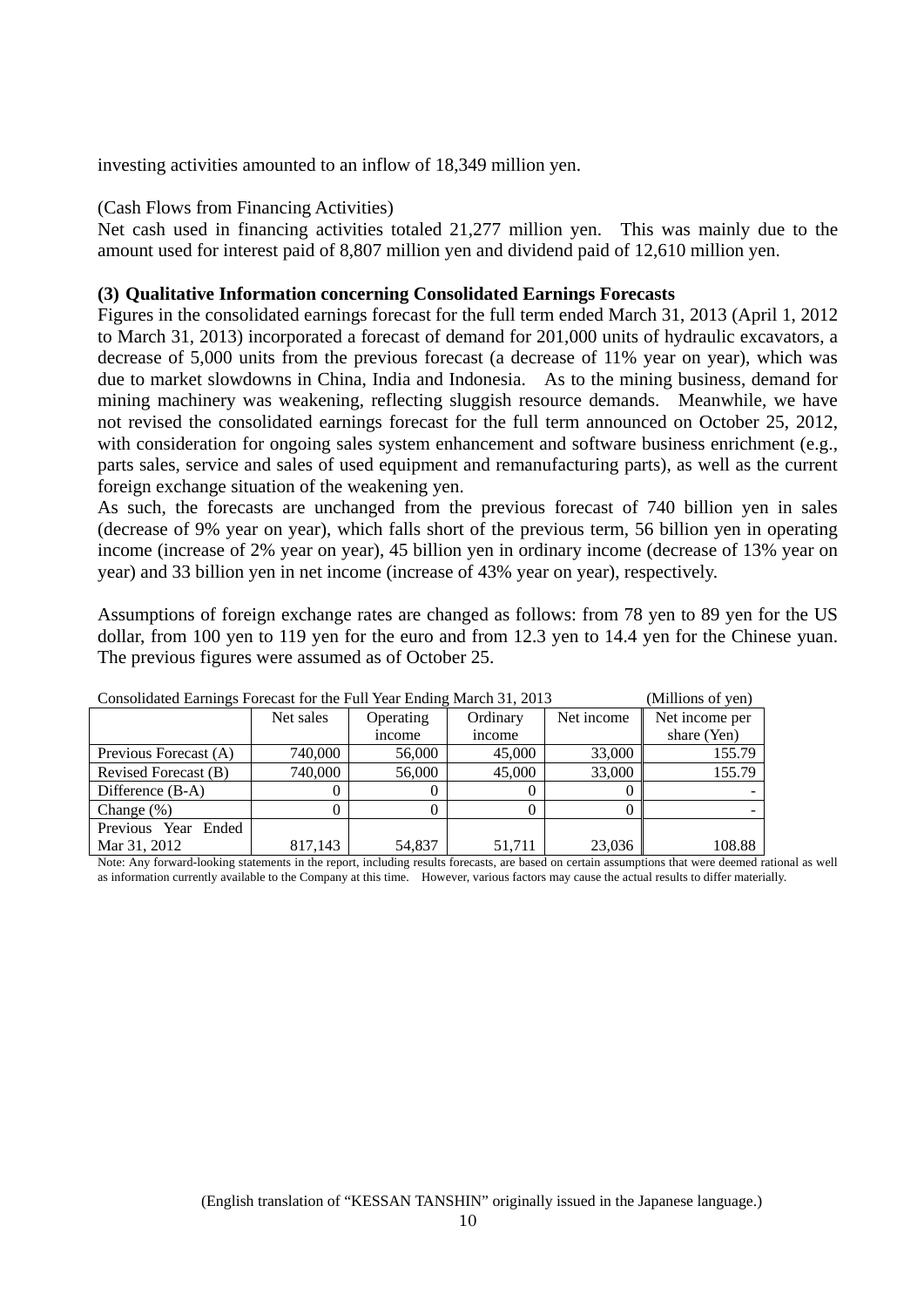investing activities amounted to an inflow of 18,349 million yen.

(Cash Flows from Financing Activities)

Net cash used in financing activities totaled 21,277 million yen. This was mainly due to the amount used for interest paid of 8,807 million yen and dividend paid of 12,610 million yen.

**(3) Qualitative Information concerning Consolidated Earnings Forecasts**

Figures in the consolidated earnings forecast for the full term ended March 31, 2013 (April 1, 2012 to March 31, 2013) incorporated a forecast of demand for 201,000 units of hydraulic excavators, a decrease of 5,000 units from the previous forecast (a decrease of 11% year on year), which was due to market slowdowns in China, India and Indonesia. As to the mining business, demand for mining machinery was weakening, reflecting sluggish resource demands. Meanwhile, we have not revised the consolidated earnings forecast for the full term announced on October 25, 2012, with consideration for ongoing sales system enhancement and software business enrichment (e.g., parts sales, service and sales of used equipment and remanufacturing parts), as well as the current foreign exchange situation of the weakening yen.

As such, the forecasts are unchanged from the previous forecast of 740 billion yen in sales (decrease of 9% year on year), which falls short of the previous term, 56 billion yen in operating income (increase of 2% year on year), 45 billion yen in ordinary income (decrease of 13% year on year) and 33 billion yen in net income (increase of 43% year on year), respectively.

Assumptions of foreign exchange rates are changed as follows: from 78 yen to 89 yen for the US dollar, from 100 yen to 119 yen for the euro and from 12.3 yen to 14.4 yen for the Chinese yuan. The previous figures were assumed as of October 25.

Consolidated Earnings Forecast for the Full Year Ending March 31, 2013 (Millions of yen)

| | Net sales | Operating income | Ordinary income | Net income | Net income per share (Yen) |
|---|---|---|---|---|---|
| Previous Forecast (A) | 740,000 | 56,000 | 45,000 | 33,000 | 155.79 |
| Revised Forecast (B) | 740,000 | 56,000 | 45,000 | 33,000 | 155.79 |
| Difference (B-A) | 0 | 0 | 0 | 0 | - |
| Change (%) | 0 | 0 | 0 | 0 | - |
| Previous Year Ended Mar 31, 2012 | 817,143 | 54,837 | 51,711 | 23,036 | 108.88 |

Note: Any forward-looking statements in the report, including results forecasts, are based on certain assumptions that were deemed rational as well as information currently available to the Company at this time. However, various factors may cause the actual results to differ materially.

(English translation of "KESSAN TANSHIN" originally issued in the Japanese language.)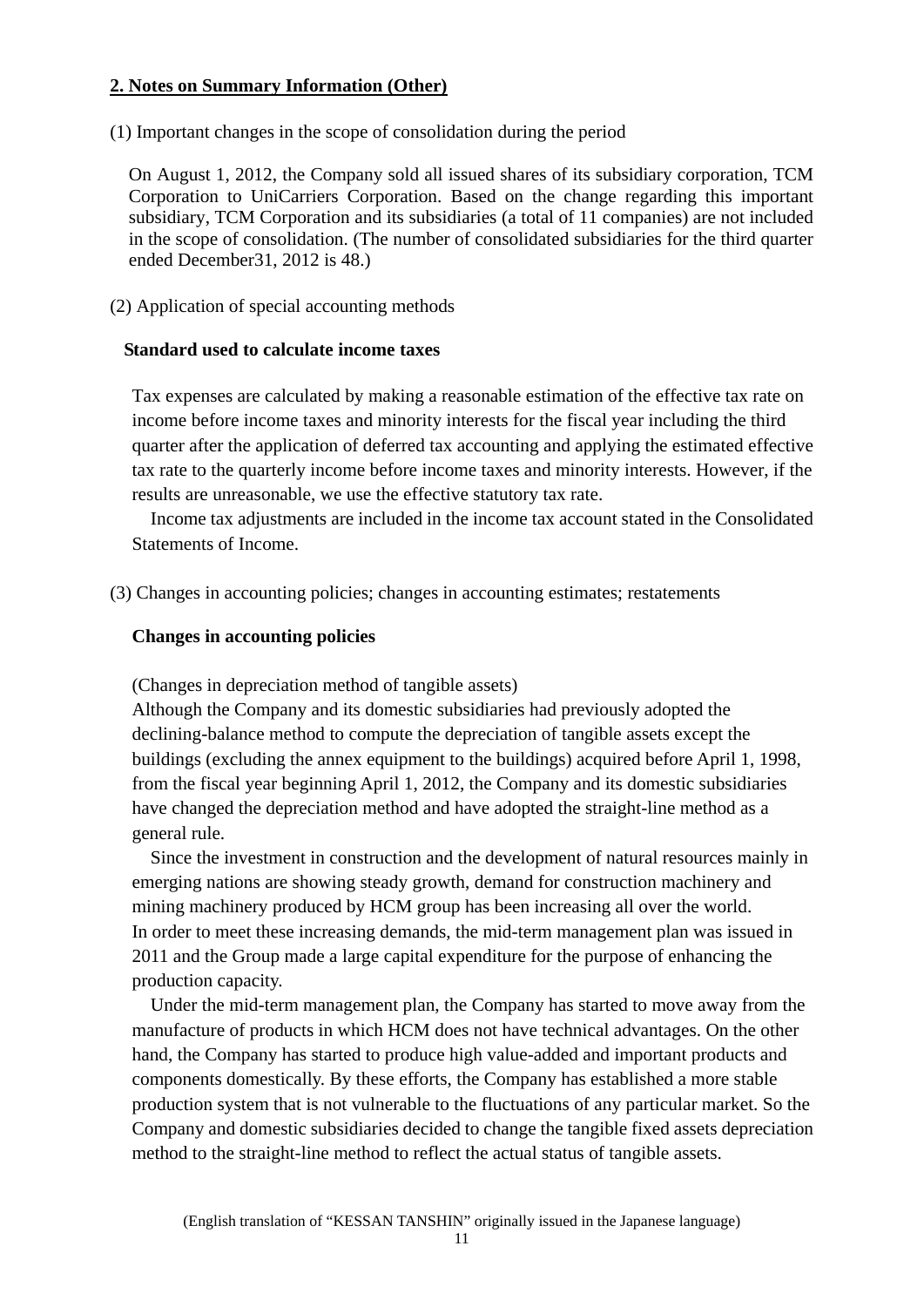## 2. Notes on Summary Information (Other)

(1) Important changes in the scope of consolidation during the period

On August 1, 2012, the Company sold all issued shares of its subsidiary corporation, TCM Corporation to UniCarriers Corporation. Based on the change regarding this important subsidiary, TCM Corporation and its subsidiaries (a total of 11 companies) are not included in the scope of consolidation. (The number of consolidated subsidiaries for the third quarter ended December31, 2012 is 48.)

(2) Application of special accounting methods

**Standard used to calculate income taxes**

Tax expenses are calculated by making a reasonable estimation of the effective tax rate on income before income taxes and minority interests for the fiscal year including the third quarter after the application of deferred tax accounting and applying the estimated effective tax rate to the quarterly income before income taxes and minority interests. However, if the results are unreasonable, we use the effective statutory tax rate.

Income tax adjustments are included in the income tax account stated in the Consolidated Statements of Income.

(3) Changes in accounting policies; changes in accounting estimates; restatements

**Changes in accounting policies**

(Changes in depreciation method of tangible assets)

Although the Company and its domestic subsidiaries had previously adopted the declining-balance method to compute the depreciation of tangible assets except the buildings (excluding the annex equipment to the buildings) acquired before April 1, 1998, from the fiscal year beginning April 1, 2012, the Company and its domestic subsidiaries have changed the depreciation method and have adopted the straight-line method as a general rule.

Since the investment in construction and the development of natural resources mainly in emerging nations are showing steady growth, demand for construction machinery and mining machinery produced by HCM group has been increasing all over the world. In order to meet these increasing demands, the mid-term management plan was issued in 2011 and the Group made a large capital expenditure for the purpose of enhancing the production capacity.

Under the mid-term management plan, the Company has started to move away from the manufacture of products in which HCM does not have technical advantages. On the other hand, the Company has started to produce high value-added and important products and components domestically. By these efforts, the Company has established a more stable production system that is not vulnerable to the fluctuations of any particular market. So the Company and domestic subsidiaries decided to change the tangible fixed assets depreciation method to the straight-line method to reflect the actual status of tangible assets.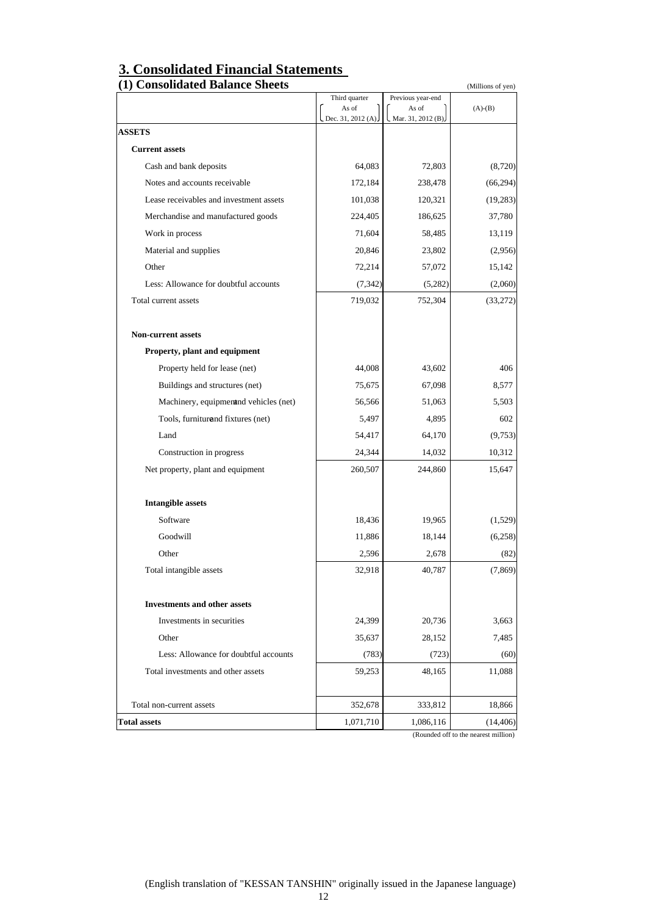## 3. Consolidated Financial Statements

### (1) Consolidated Balance Sheets

(Millions of yen)

| | Third quarter As of Dec. 31, 2012 (A) | Previous year-end As of Mar. 31, 2012 (B) | (A)-(B) |
|---|---|---|---|
| **ASSETS** | | | |
| **Current assets** | | | |
| Cash and bank deposits | 64,083 | 72,803 | (8,720) |
| Notes and accounts receivable | 172,184 | 238,478 | (66,294) |
| Lease receivables and investment assets | 101,038 | 120,321 | (19,283) |
| Merchandise and manufactured goods | 224,405 | 186,625 | 37,780 |
| Work in process | 71,604 | 58,485 | 13,119 |
| Material and supplies | 20,846 | 23,802 | (2,956) |
| Other | 72,214 | 57,072 | 15,142 |
| Less: Allowance for doubtful accounts | (7,342) | (5,282) | (2,060) |
| Total current assets | 719,032 | 752,304 | (33,272) |
| **Non-current assets** | | | |
| **Property, plant and equipment** | | | |
| Property held for lease (net) | 44,008 | 43,602 | 406 |
| Buildings and structures (net) | 75,675 | 67,098 | 8,577 |
| Machinery, equipment and vehicles (net) | 56,566 | 51,063 | 5,503 |
| Tools, furniture and fixtures (net) | 5,497 | 4,895 | 602 |
| Land | 54,417 | 64,170 | (9,753) |
| Construction in progress | 24,344 | 14,032 | 10,312 |
| Net property, plant and equipment | 260,507 | 244,860 | 15,647 |
| **Intangible assets** | | | |
| Software | 18,436 | 19,965 | (1,529) |
| Goodwill | 11,886 | 18,144 | (6,258) |
| Other | 2,596 | 2,678 | (82) |
| Total intangible assets | 32,918 | 40,787 | (7,869) |
| **Investments and other assets** | | | |
| Investments in securities | 24,399 | 20,736 | 3,663 |
| Other | 35,637 | 28,152 | 7,485 |
| Less: Allowance for doubtful accounts | (783) | (723) | (60) |
| Total investments and other assets | 59,253 | 48,165 | 11,088 |
| Total non-current assets | 352,678 | 333,812 | 18,866 |
| **Total assets** | 1,071,710 | 1,086,116 | (14,406) |

(Rounded off to the nearest million)

(English translation of "KESSAN TANSHIN" originally issued in the Japanese language)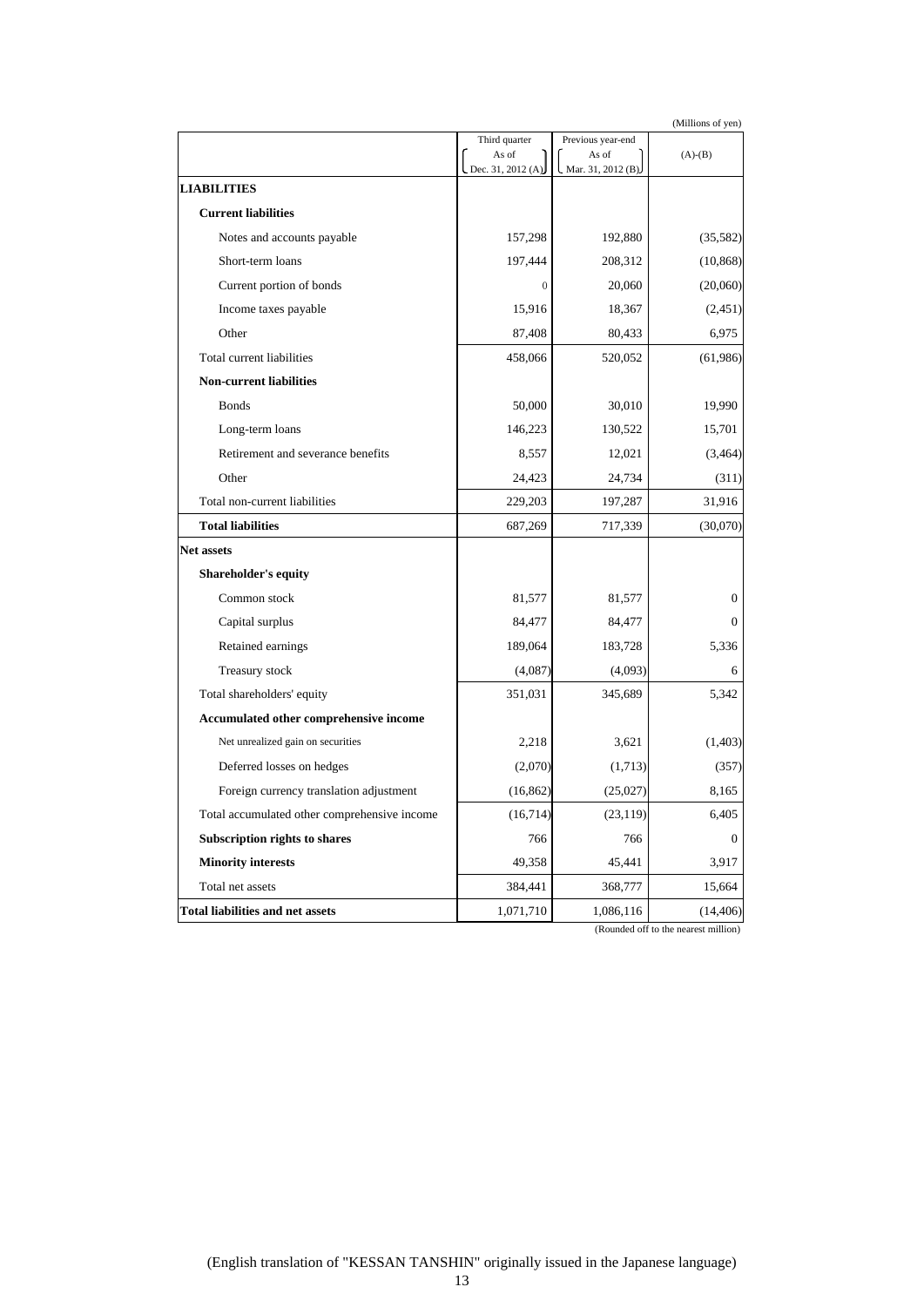(Millions of yen)

| | Third quarter As of Dec. 31, 2012 (A) | Previous year-end As of Mar. 31, 2012 (B) | (A)-(B) |
|---|---|---|---|
| **LIABILITIES** | | | |
| **Current liabilities** | | | |
| Notes and accounts payable | 157,298 | 192,880 | (35,582) |
| Short-term loans | 197,444 | 208,312 | (10,868) |
| Current portion of bonds | 0 | 20,060 | (20,060) |
| Income taxes payable | 15,916 | 18,367 | (2,451) |
| Other | 87,408 | 80,433 | 6,975 |
| Total current liabilities | 458,066 | 520,052 | (61,986) |
| **Non-current liabilities** | | | |
| Bonds | 50,000 | 30,010 | 19,990 |
| Long-term loans | 146,223 | 130,522 | 15,701 |
| Retirement and severance benefits | 8,557 | 12,021 | (3,464) |
| Other | 24,423 | 24,734 | (311) |
| Total non-current liabilities | 229,203 | 197,287 | 31,916 |
| **Total liabilities** | 687,269 | 717,339 | (30,070) |
| **Net assets** | | | |
| **Shareholder's equity** | | | |
| Common stock | 81,577 | 81,577 | 0 |
| Capital surplus | 84,477 | 84,477 | 0 |
| Retained earnings | 189,064 | 183,728 | 5,336 |
| Treasury stock | (4,087) | (4,093) | 6 |
| Total shareholders' equity | 351,031 | 345,689 | 5,342 |
| **Accumulated other comprehensive income** | | | |
| Net unrealized gain on securities | 2,218 | 3,621 | (1,403) |
| Deferred losses on hedges | (2,070) | (1,713) | (357) |
| Foreign currency translation adjustment | (16,862) | (25,027) | 8,165 |
| Total accumulated other comprehensive income | (16,714) | (23,119) | 6,405 |
| **Subscription rights to shares** | 766 | 766 | 0 |
| **Minority interests** | 49,358 | 45,441 | 3,917 |
| Total net assets | 384,441 | 368,777 | 15,664 |
| **Total liabilities and net assets** | 1,071,710 | 1,086,116 | (14,406) |

(Rounded off to the nearest million)

(English translation of "KESSAN TANSHIN" originally issued in the Japanese language)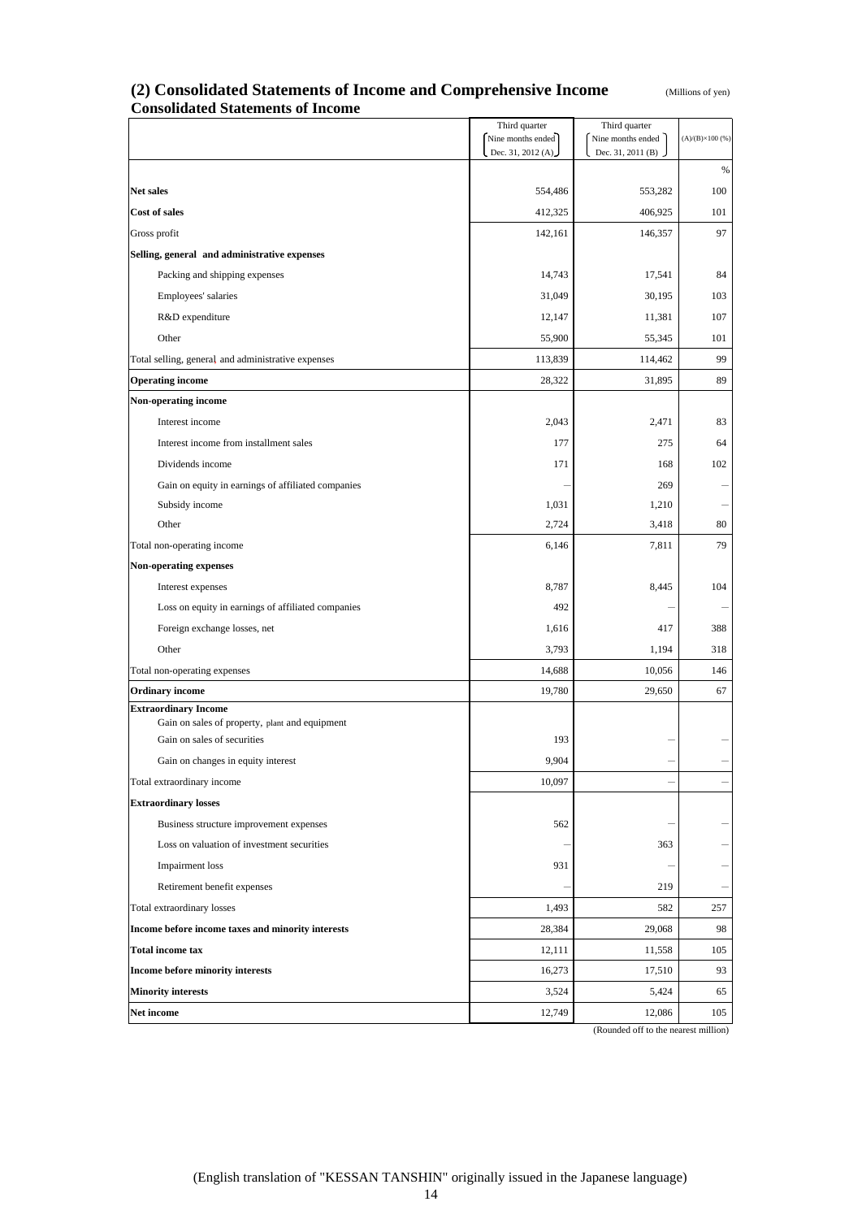## (2) Consolidated Statements of Income and Comprehensive Income

(Millions of yen)

### Consolidated Statements of Income

| | Third quarter (Nine months ended Dec. 31, 2012 (A)) | Third quarter (Nine months ended Dec. 31, 2011 (B)) | (A)/(B)×100 (%) |
|---|---|---|---|
| | | | % |
| **Net sales** | 554,486 | 553,282 | 100 |
| **Cost of sales** | 412,325 | 406,925 | 101 |
| Gross profit | 142,161 | 146,357 | 97 |
| **Selling, general and administrative expenses** | | | |
| Packing and shipping expenses | 14,743 | 17,541 | 84 |
| Employees' salaries | 31,049 | 30,195 | 103 |
| R&D expenditure | 12,147 | 11,381 | 107 |
| Other | 55,900 | 55,345 | 101 |
| Total selling, general and administrative expenses | 113,839 | 114,462 | 99 |
| **Operating income** | 28,322 | 31,895 | 89 |
| **Non-operating income** | | | |
| Interest income | 2,043 | 2,471 | 83 |
| Interest income from installment sales | 177 | 275 | 64 |
| Dividends income | 171 | 168 | 102 |
| Gain on equity in earnings of affiliated companies | — | 269 | — |
| Subsidy income | 1,031 | 1,210 | — |
| Other | 2,724 | 3,418 | 80 |
| Total non-operating income | 6,146 | 7,811 | 79 |
| **Non-operating expenses** | | | |
| Interest expenses | 8,787 | 8,445 | 104 |
| Loss on equity in earnings of affiliated companies | 492 | — | — |
| Foreign exchange losses, net | 1,616 | 417 | 388 |
| Other | 3,793 | 1,194 | 318 |
| Total non-operating expenses | 14,688 | 10,056 | 146 |
| **Ordinary income** | 19,780 | 29,650 | 67 |
| **Extraordinary Income** | | | |
| Gain on sales of property, plant and equipment | | | |
| Gain on sales of securities | 193 | — | — |
| Gain on changes in equity interest | 9,904 | — | — |
| Total extraordinary income | 10,097 | — | — |
| **Extraordinary losses** | | | |
| Business structure improvement expenses | 562 | — | — |
| Loss on valuation of investment securities | — | 363 | — |
| Impairment loss | 931 | — | — |
| Retirement benefit expenses | — | 219 | — |
| Total extraordinary losses | 1,493 | 582 | 257 |
| **Income before income taxes and minority interests** | 28,384 | 29,068 | 98 |
| **Total income tax** | 12,111 | 11,558 | 105 |
| **Income before minority interests** | 16,273 | 17,510 | 93 |
| **Minority interests** | 3,524 | 5,424 | 65 |
| **Net income** | 12,749 | 12,086 | 105 |

(Rounded off to the nearest million)

(English translation of "KESSAN TANSHIN" originally issued in the Japanese language)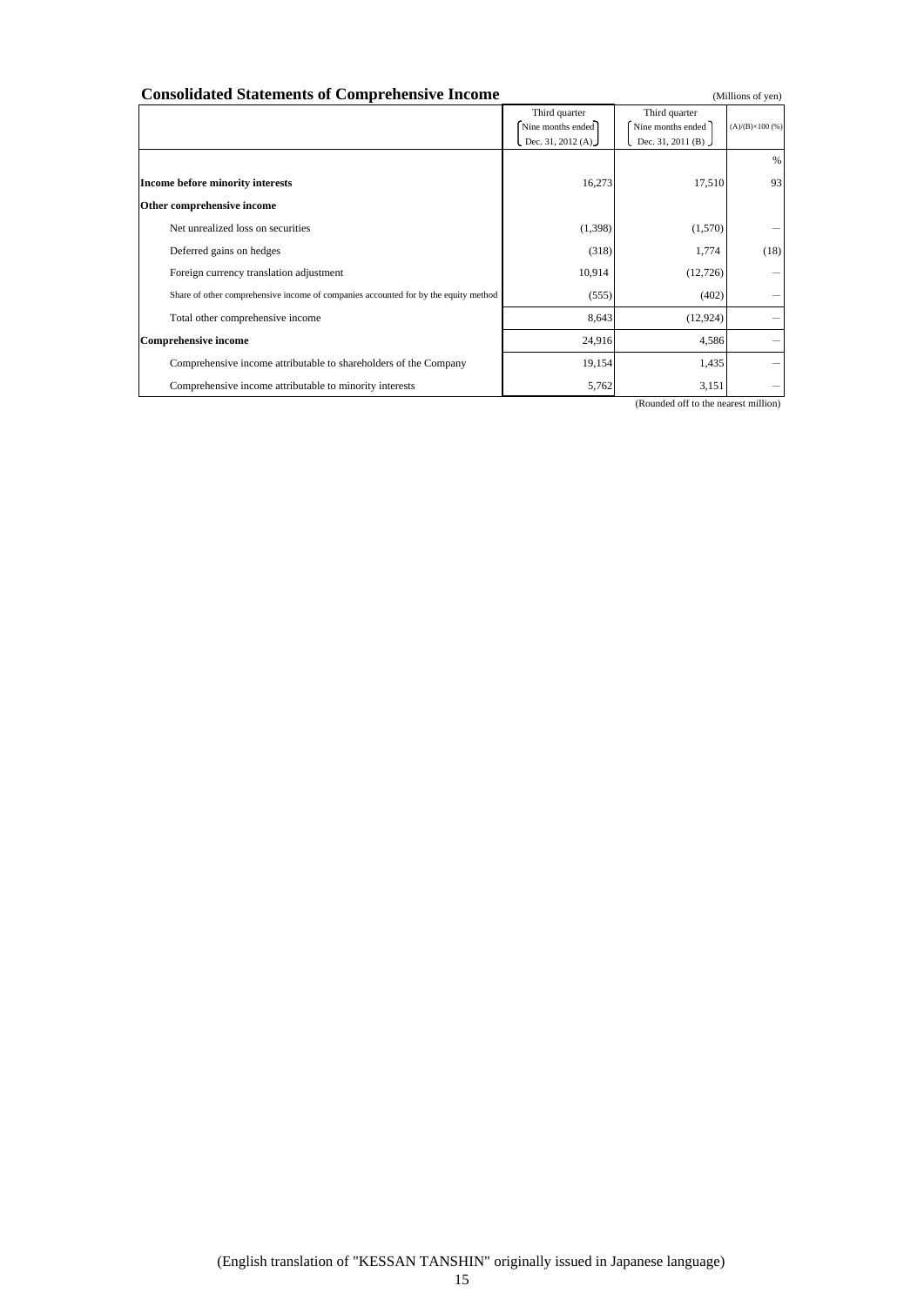## Consolidated Statements of Comprehensive Income

(Millions of yen)

| | Third quarter (Nine months ended Dec. 31, 2012 (A)) | Third quarter (Nine months ended Dec. 31, 2011 (B)) | (A)/(B)×100 (%) |
|---|---|---|---|
| | | | % |
| **Income before minority interests** | 16,273 | 17,510 | 93 |
| **Other comprehensive income** | | | |
| Net unrealized loss on securities | (1,398) | (1,570) | — |
| Deferred gains on hedges | (318) | 1,774 | (18) |
| Foreign currency translation adjustment | 10,914 | (12,726) | — |
| Share of other comprehensive income of companies accounted for by the equity method | (555) | (402) | — |
| Total other comprehensive income | 8,643 | (12,924) | — |
| **Comprehensive income** | 24,916 | 4,586 | — |
| Comprehensive income attributable to shareholders of the Company | 19,154 | 1,435 | — |
| Comprehensive income attributable to minority interests | 5,762 | 3,151 | — |

(Rounded off to the nearest million)

(English translation of "KESSAN TANSHIN" originally issued in Japanese language)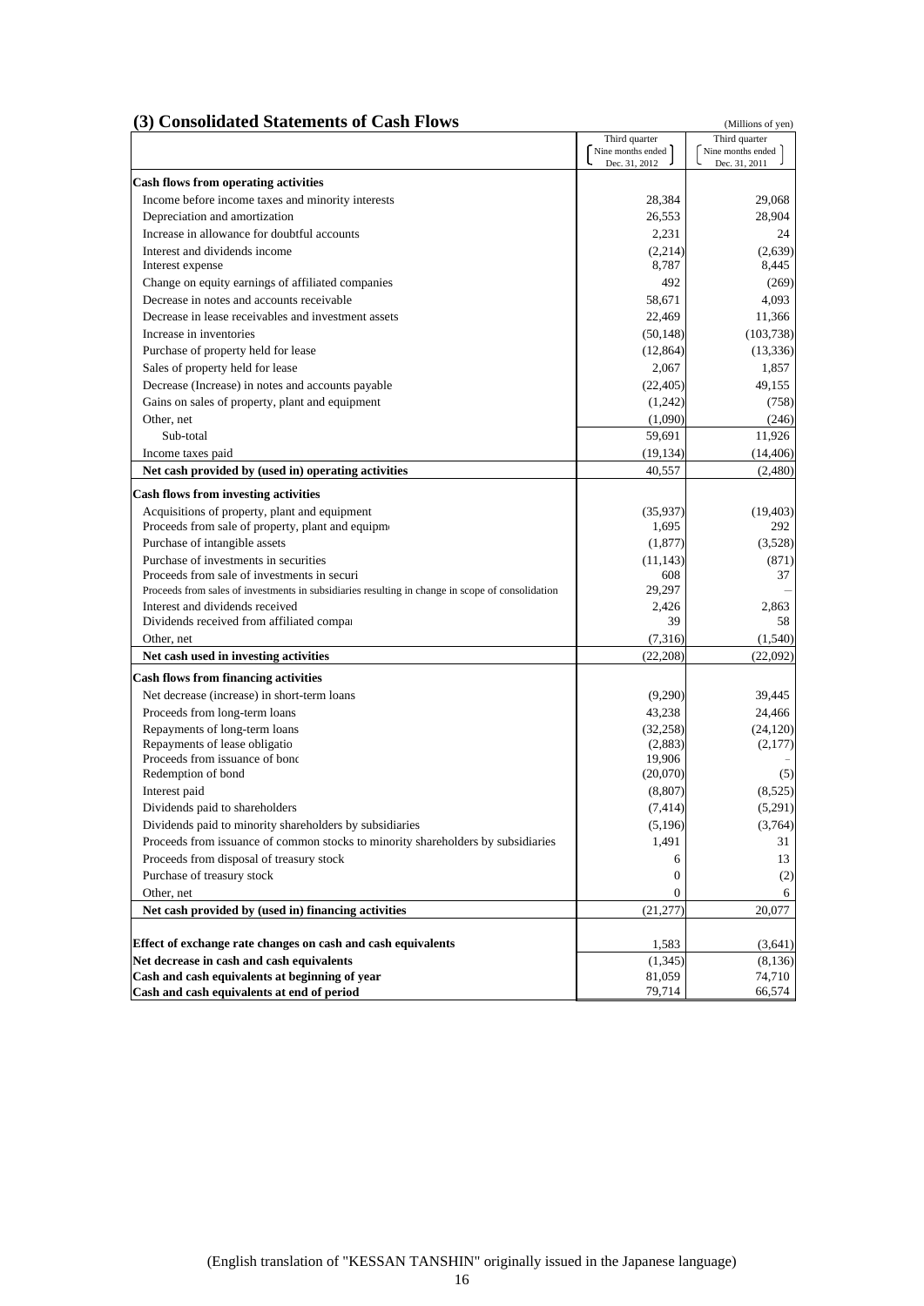## (3) Consolidated Statements of Cash Flows

(Millions of yen)

| | Third quarter Nine months ended Dec. 31, 2012 | Third quarter Nine months ended Dec. 31, 2011 |
|---|---|---|
| **Cash flows from operating activities** | | |
| Income before income taxes and minority interests | 28,384 | 29,068 |
| Depreciation and amortization | 26,553 | 28,904 |
| Increase in allowance for doubtful accounts | 2,231 | 24 |
| Interest and dividends income | (2,214) | (2,639) |
| Interest expense | 8,787 | 8,445 |
| Change on equity earnings of affiliated companies | 492 | (269) |
| Decrease in notes and accounts receivable | 58,671 | 4,093 |
| Decrease in lease receivables and investment assets | 22,469 | 11,366 |
| Increase in inventories | (50,148) | (103,738) |
| Purchase of property held for lease | (12,864) | (13,336) |
| Sales of property held for lease | 2,067 | 1,857 |
| Decrease (Increase) in notes and accounts payable | (22,405) | 49,155 |
| Gains on sales of property, plant and equipment | (1,242) | (758) |
| Other, net | (1,090) | (246) |
| Sub-total | 59,691 | 11,926 |
| Income taxes paid | (19,134) | (14,406) |
| **Net cash provided by (used in) operating activities** | 40,557 | (2,480) |
| **Cash flows from investing activities** | | |
| Acquisitions of property, plant and equipment | (35,937) | (19,403) |
| Proceeds from sale of property, plant and equipm | 1,695 | 292 |
| Purchase of intangible assets | (1,877) | (3,528) |
| Purchase of investments in securities | (11,143) | (871) |
| Proceeds from sale of investments in securi | 608 | 37 |
| Proceeds from sales of investments in subsidiaries resulting in change in scope of consolidation | 29,297 | – |
| Interest and dividends received | 2,426 | 2,863 |
| Dividends received from affiliated compa | 39 | 58 |
| Other, net | (7,316) | (1,540) |
| **Net cash used in investing activities** | (22,208) | (22,092) |
| **Cash flows from financing activities** | | |
| Net decrease (increase) in short-term loans | (9,290) | 39,445 |
| Proceeds from long-term loans | 43,238 | 24,466 |
| Repayments of long-term loans | (32,258) | (24,120) |
| Repayments of lease obligatio | (2,883) | (2,177) |
| Proceeds from issuance of bonc | 19,906 | – |
| Redemption of bond | (20,070) | (5) |
| Interest paid | (8,807) | (8,525) |
| Dividends paid to shareholders | (7,414) | (5,291) |
| Dividends paid to minority shareholders by subsidiaries | (5,196) | (3,764) |
| Proceeds from issuance of common stocks to minority shareholders by subsidiaries | 1,491 | 31 |
| Proceeds from disposal of treasury stock | 6 | 13 |
| Purchase of treasury stock | 0 | (2) |
| Other, net | 0 | 6 |
| **Net cash provided by (used in) financing activities** | (21,277) | 20,077 |
| **Effect of exchange rate changes on cash and cash equivalents** | 1,583 | (3,641) |
| **Net decrease in cash and cash equivalents** | (1,345) | (8,136) |
| **Cash and cash equivalents at beginning of year** | 81,059 | 74,710 |
| **Cash and cash equivalents at end of period** | 79,714 | 66,574 |

(English translation of "KESSAN TANSHIN" originally issued in the Japanese language)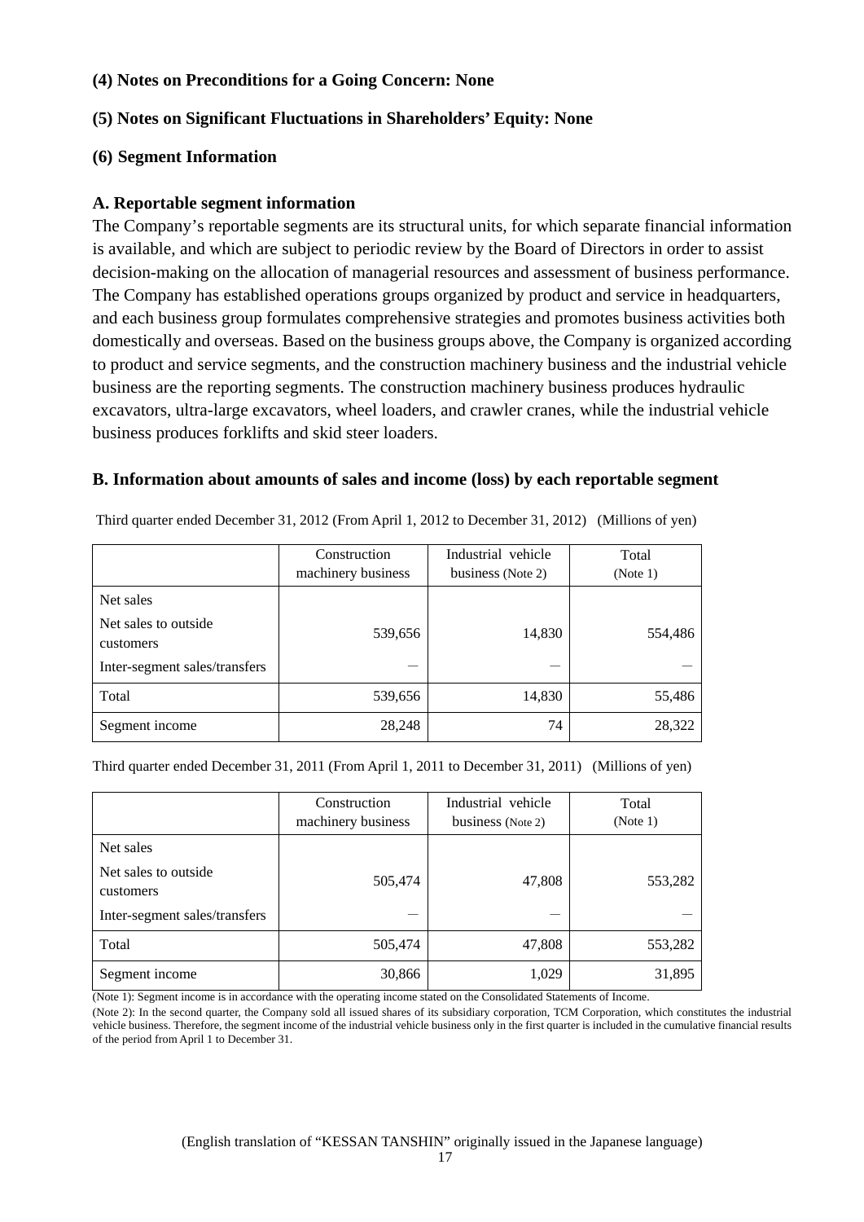**(4) Notes on Preconditions for a Going Concern: None**

**(5) Notes on Significant Fluctuations in Shareholders' Equity: None**

**(6) Segment Information**

**A. Reportable segment information**

The Company's reportable segments are its structural units, for which separate financial information is available, and which are subject to periodic review by the Board of Directors in order to assist decision-making on the allocation of managerial resources and assessment of business performance. The Company has established operations groups organized by product and service in headquarters, and each business group formulates comprehensive strategies and promotes business activities both domestically and overseas. Based on the business groups above, the Company is organized according to product and service segments, and the construction machinery business and the industrial vehicle business are the reporting segments. The construction machinery business produces hydraulic excavators, ultra-large excavators, wheel loaders, and crawler cranes, while the industrial vehicle business produces forklifts and skid steer loaders.

**B. Information about amounts of sales and income (loss) by each reportable segment**

Third quarter ended December 31, 2012 (From April 1, 2012 to December 31, 2012) (Millions of yen)

| | Construction machinery business | Industrial vehicle business (Note 2) | Total (Note 1) |
|---|---|---|---|
| Net sales | | | |
| Net sales to outside customers | 539,656 | 14,830 | 554,486 |
| Inter-segment sales/transfers | — | — | — |
| Total | 539,656 | 14,830 | 55,486 |
| Segment income | 28,248 | 74 | 28,322 |

Third quarter ended December 31, 2011 (From April 1, 2011 to December 31, 2011) (Millions of yen)

| | Construction machinery business | Industrial vehicle business (Note 2) | Total (Note 1) |
|---|---|---|---|
| Net sales | | | |
| Net sales to outside customers | 505,474 | 47,808 | 553,282 |
| Inter-segment sales/transfers | — | — | — |
| Total | 505,474 | 47,808 | 553,282 |
| Segment income | 30,866 | 1,029 | 31,895 |

(Note 1): Segment income is in accordance with the operating income stated on the Consolidated Statements of Income.

(Note 2): In the second quarter, the Company sold all issued shares of its subsidiary corporation, TCM Corporation, which constitutes the industrial vehicle business. Therefore, the segment income of the industrial vehicle business only in the first quarter is included in the cumulative financial results of the period from April 1 to December 31.

(English translation of "KESSAN TANSHIN" originally issued in the Japanese language)